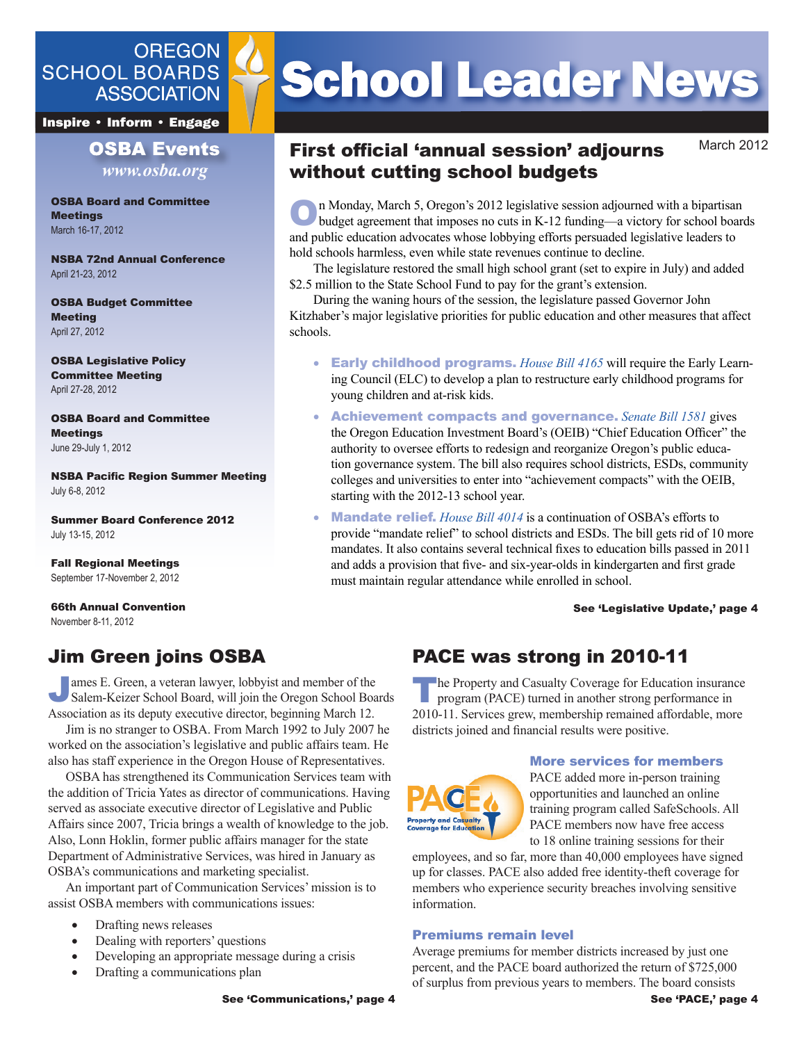OREGON SCHOOL BOARDS ASSOCIATION

**Inspire • Inform • Engage**

# School Leader News

March 2012

## OSBA Events

*www.osba.org*

**OSBA Board and Committee Meetings**
March 16-17, 2012

**NSBA 72nd Annual Conference**
April 21-23, 2012

**OSBA Budget Committee Meeting**
April 27, 2012

**OSBA Legislative Policy Committee Meeting**
April 27-28, 2012

**OSBA Board and Committee Meetings**
June 29-July 1, 2012

**NSBA Pacific Region Summer Meeting**
July 6-8, 2012

**Summer Board Conference 2012**
July 13-15, 2012

**Fall Regional Meetings**
September 17-November 2, 2012

**66th Annual Convention**
November 8-11, 2012

## First official 'annual session' adjourns without cutting school budgets

On Monday, March 5, Oregon's 2012 legislative session adjourned with a bipartisan budget agreement that imposes no cuts in K-12 funding—a victory for school boards and public education advocates whose lobbying efforts persuaded legislative leaders to hold schools harmless, even while state revenues continue to decline.

The legislature restored the small high school grant (set to expire in July) and added $2.5 million to the State School Fund to pay for the grant's extension.

During the waning hours of the session, the legislature passed Governor John Kitzhaber's major legislative priorities for public education and other measures that affect schools.

- **Early childhood programs.** *House Bill 4165* will require the Early Learning Council (ELC) to develop a plan to restructure early childhood programs for young children and at-risk kids.
- **Achievement compacts and governance.** *Senate Bill 1581* gives the Oregon Education Investment Board's (OEIB) "Chief Education Officer" the authority to oversee efforts to redesign and reorganize Oregon's public education governance system. The bill also requires school districts, ESDs, community colleges and universities to enter into "achievement compacts" with the OEIB, starting with the 2012-13 school year.
- **Mandate relief.** *House Bill 4014* is a continuation of OSBA's efforts to provide "mandate relief" to school districts and ESDs. The bill gets rid of 10 more mandates. It also contains several technical fixes to education bills passed in 2011 and adds a provision that five- and six-year-olds in kindergarten and first grade must maintain regular attendance while enrolled in school.

**See 'Legislative Update,' page 4**

## Jim Green joins OSBA

James E. Green, a veteran lawyer, lobbyist and member of the Salem-Keizer School Board, will join the Oregon School Boards Association as its deputy executive director, beginning March 12.

Jim is no stranger to OSBA. From March 1992 to July 2007 he worked on the association's legislative and public affairs team. He also has staff experience in the Oregon House of Representatives.

OSBA has strengthened its Communication Services team with the addition of Tricia Yates as director of communications. Having served as associate executive director of Legislative and Public Affairs since 2007, Tricia brings a wealth of knowledge to the job. Also, Lonn Hoklin, former public affairs manager for the state Department of Administrative Services, was hired in January as OSBA's communications and marketing specialist.

An important part of Communication Services' mission is to assist OSBA members with communications issues:

- Drafting news releases
- Dealing with reporters' questions
- Developing an appropriate message during a crisis
- Drafting a communications plan

**See 'Communications,' page 4**

## PACE was strong in 2010-11

The Property and Casualty Coverage for Education insurance program (PACE) turned in another strong performance in 2010-11. Services grew, membership remained affordable, more districts joined and financial results were positive.

### More services for members

PACE added more in-person training opportunities and launched an online training program called SafeSchools. All PACE members now have free access to 18 online training sessions for their employees, and so far, more than 40,000 employees have signed up for classes. PACE also added free identity-theft coverage for members who experience security breaches involving sensitive information.

### Premiums remain level

Average premiums for member districts increased by just one percent, and the PACE board authorized the return of $725,000 of surplus from previous years to members. The board consists

**See 'PACE,' page 4**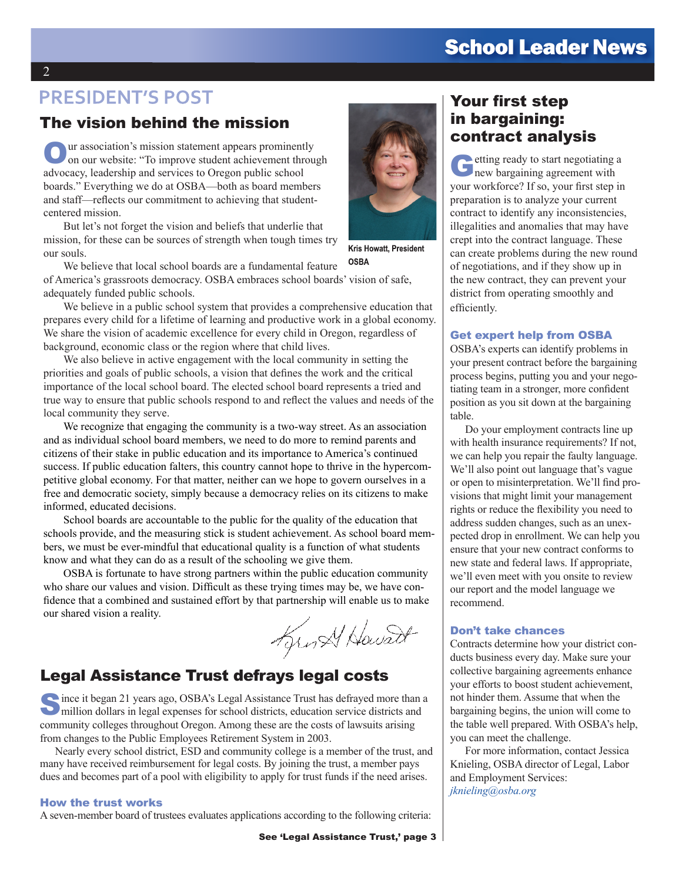## PRESIDENT'S POST

### The vision behind the mission

Our association's mission statement appears prominently on our website: "To improve student achievement through advocacy, leadership and services to Oregon public school boards." Everything we do at OSBA—both as board members and staff—reflects our commitment to achieving that student-centered mission.

But let's not forget the vision and beliefs that underlie that mission, for these can be sources of strength when tough times try our souls.

Kris Howatt, President OSBA

We believe that local school boards are a fundamental feature of America's grassroots democracy. OSBA embraces school boards' vision of safe, adequately funded public schools.

We believe in a public school system that provides a comprehensive education that prepares every child for a lifetime of learning and productive work in a global economy. We share the vision of academic excellence for every child in Oregon, regardless of background, economic class or the region where that child lives.

We also believe in active engagement with the local community in setting the priorities and goals of public schools, a vision that defines the work and the critical importance of the local school board. The elected school board represents a tried and true way to ensure that public schools respond to and reflect the values and needs of the local community they serve.

We recognize that engaging the community is a two-way street. As an association and as individual school board members, we need to do more to remind parents and citizens of their stake in public education and its importance to America's continued success. If public education falters, this country cannot hope to thrive in the hypercompetitive global economy. For that matter, neither can we hope to govern ourselves in a free and democratic society, simply because a democracy relies on its citizens to make informed, educated decisions.

School boards are accountable to the public for the quality of the education that schools provide, and the measuring stick is student achievement. As school board members, we must be ever-mindful that educational quality is a function of what students know and what they can do as a result of the schooling we give them.

OSBA is fortunate to have strong partners within the public education community who share our values and vision. Difficult as these trying times may be, we have confidence that a combined and sustained effort by that partnership will enable us to make our shared vision a reality.

Kris M Howatt

### Legal Assistance Trust defrays legal costs

Since it began 21 years ago, OSBA's Legal Assistance Trust has defrayed more than a million dollars in legal expenses for school districts, education service districts and community colleges throughout Oregon. Among these are the costs of lawsuits arising from changes to the Public Employees Retirement System in 2003.

Nearly every school district, ESD and community college is a member of the trust, and many have received reimbursement for legal costs. By joining the trust, a member pays dues and becomes part of a pool with eligibility to apply for trust funds if the need arises.

#### How the trust works

A seven-member board of trustees evaluates applications according to the following criteria:

**See 'Legal Assistance Trust,' page 3**

### Your first step in bargaining: contract analysis

Getting ready to start negotiating a new bargaining agreement with your workforce? If so, your first step in preparation is to analyze your current contract to identify any inconsistencies, illegalities and anomalies that may have crept into the contract language. These can create problems during the new round of negotiations, and if they show up in the new contract, they can prevent your district from operating smoothly and efficiently.

#### Get expert help from OSBA

OSBA's experts can identify problems in your present contract before the bargaining process begins, putting you and your negotiating team in a stronger, more confident position as you sit down at the bargaining table.

Do your employment contracts line up with health insurance requirements? If not, we can help you repair the faulty language. We'll also point out language that's vague or open to misinterpretation. We'll find provisions that might limit your management rights or reduce the flexibility you need to address sudden changes, such as an unexpected drop in enrollment. We can help you ensure that your new contract conforms to new state and federal laws. If appropriate, we'll even meet with you onsite to review our report and the model language we recommend.

#### Don't take chances

Contracts determine how your district conducts business every day. Make sure your collective bargaining agreements enhance your efforts to boost student achievement, not hinder them. Assume that when the bargaining begins, the union will come to the table well prepared. With OSBA's help, you can meet the challenge.

For more information, contact Jessica Knieling, OSBA director of Legal, Labor and Employment Services: *jknieling@osba.org*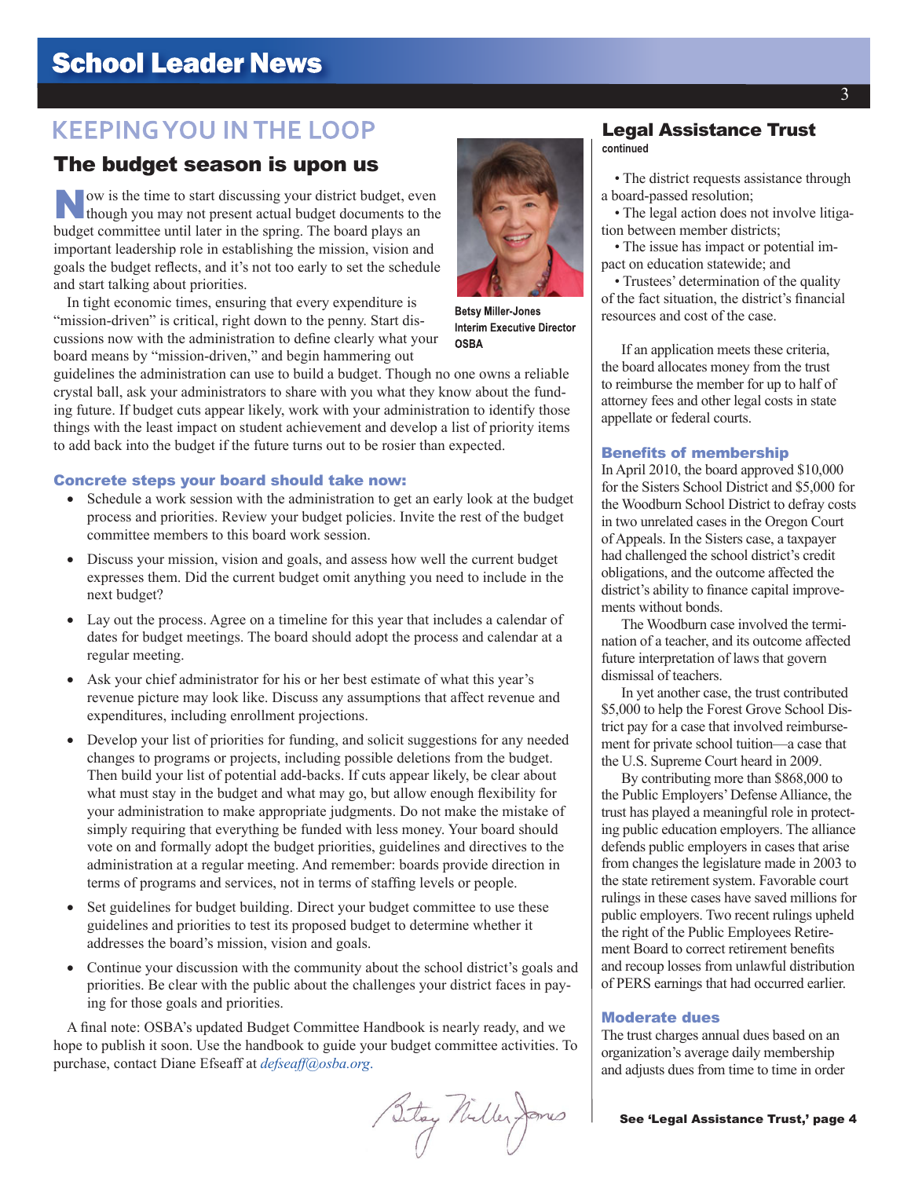# KEEPING YOU IN THE LOOP

## The budget season is upon us

Now is the time to start discussing your district budget, even though you may not present actual budget documents to the budget committee until later in the spring. The board plays an important leadership role in establishing the mission, vision and goals the budget reflects, and it's not too early to set the schedule and start talking about priorities.

In tight economic times, ensuring that every expenditure is "mission-driven" is critical, right down to the penny. Start discussions now with the administration to define clearly what your board means by "mission-driven," and begin hammering out guidelines the administration can use to build a budget. Though no one owns a reliable crystal ball, ask your administrators to share with you what they know about the funding future. If budget cuts appear likely, work with your administration to identify those things with the least impact on student achievement and develop a list of priority items to add back into the budget if the future turns out to be rosier than expected.

**Betsy Miller-Jones**
**Interim Executive Director**
**OSBA**

### Concrete steps your board should take now:

- Schedule a work session with the administration to get an early look at the budget process and priorities. Review your budget policies. Invite the rest of the budget committee members to this board work session.
- Discuss your mission, vision and goals, and assess how well the current budget expresses them. Did the current budget omit anything you need to include in the next budget?
- Lay out the process. Agree on a timeline for this year that includes a calendar of dates for budget meetings. The board should adopt the process and calendar at a regular meeting.
- Ask your chief administrator for his or her best estimate of what this year's revenue picture may look like. Discuss any assumptions that affect revenue and expenditures, including enrollment projections.
- Develop your list of priorities for funding, and solicit suggestions for any needed changes to programs or projects, including possible deletions from the budget. Then build your list of potential add-backs. If cuts appear likely, be clear about what must stay in the budget and what may go, but allow enough flexibility for your administration to make appropriate judgments. Do not make the mistake of simply requiring that everything be funded with less money. Your board should vote on and formally adopt the budget priorities, guidelines and directives to the administration at a regular meeting. And remember: boards provide direction in terms of programs and services, not in terms of staffing levels or people.
- Set guidelines for budget building. Direct your budget committee to use these guidelines and priorities to test its proposed budget to determine whether it addresses the board's mission, vision and goals.
- Continue your discussion with the community about the school district's goals and priorities. Be clear with the public about the challenges your district faces in paying for those goals and priorities.

A final note: OSBA's updated Budget Committee Handbook is nearly ready, and we hope to publish it soon. Use the handbook to guide your budget committee activities. To purchase, contact Diane Efseaff at *defseaff@osba.org*.

*Betsy Miller-Jones*

## Legal Assistance Trust

**continued**

- The district requests assistance through a board-passed resolution;
- The legal action does not involve litigation between member districts;
- The issue has impact or potential impact on education statewide; and
- Trustees' determination of the quality of the fact situation, the district's financial resources and cost of the case.

If an application meets these criteria, the board allocates money from the trust to reimburse the member for up to half of attorney fees and other legal costs in state appellate or federal courts.

### Benefits of membership

In April 2010, the board approved $10,000 for the Sisters School District and $5,000 for the Woodburn School District to defray costs in two unrelated cases in the Oregon Court of Appeals. In the Sisters case, a taxpayer had challenged the school district's credit obligations, and the outcome affected the district's ability to finance capital improvements without bonds.

The Woodburn case involved the termination of a teacher, and its outcome affected future interpretation of laws that govern dismissal of teachers.

In yet another case, the trust contributed $5,000 to help the Forest Grove School District pay for a case that involved reimbursement for private school tuition—a case that the U.S. Supreme Court heard in 2009.

By contributing more than $868,000 to the Public Employers' Defense Alliance, the trust has played a meaningful role in protecting public education employers. The alliance defends public employers in cases that arise from changes the legislature made in 2003 to the state retirement system. Favorable court rulings in these cases have saved millions for public employers. Two recent rulings upheld the right of the Public Employees Retirement Board to correct retirement benefits and recoup losses from unlawful distribution of PERS earnings that had occurred earlier.

### Moderate dues

The trust charges annual dues based on an organization's average daily membership and adjusts dues from time to time in order

**See 'Legal Assistance Trust,' page 4**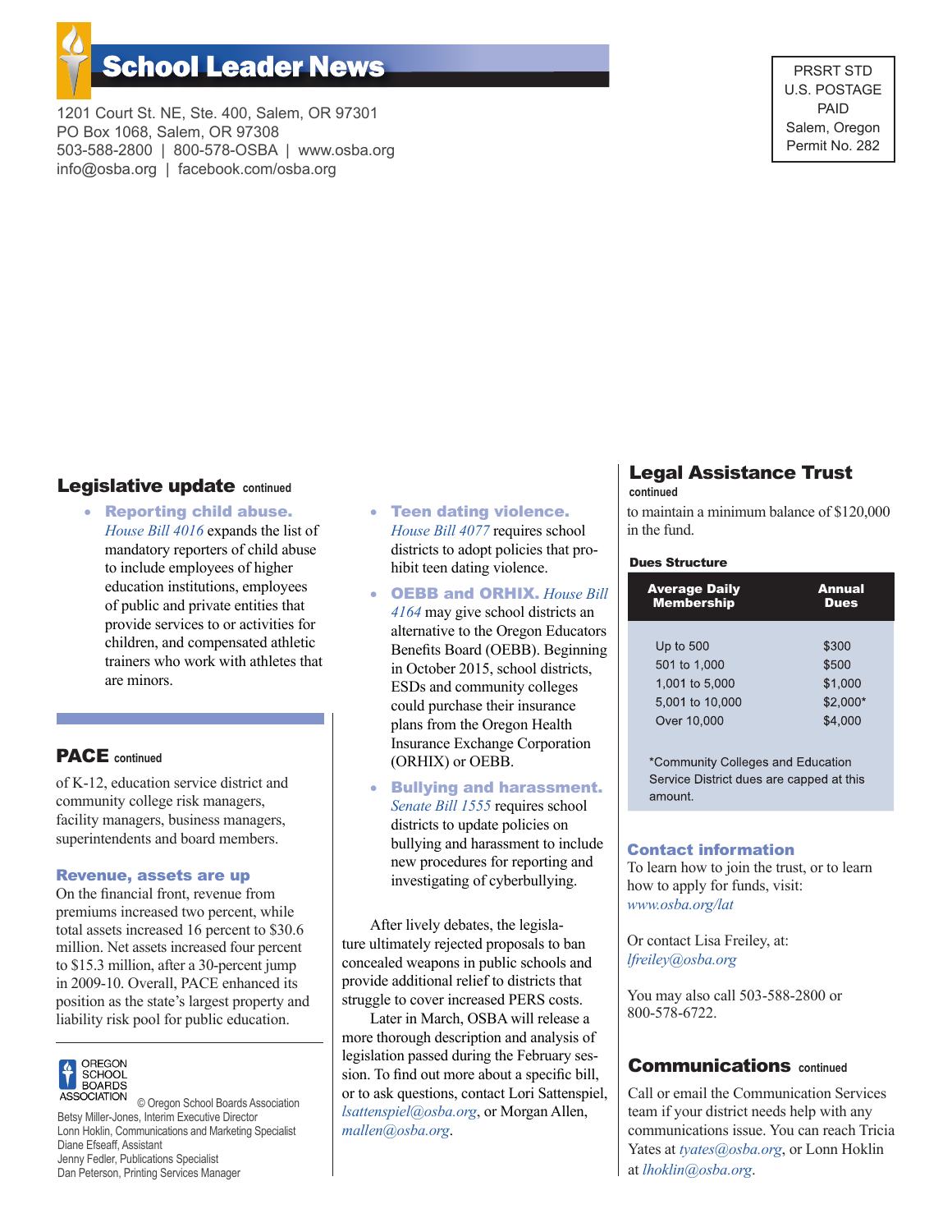# School Leader News

1201 Court St. NE, Ste. 400, Salem, OR 97301
PO Box 1068, Salem, OR 97308
503-588-2800 | 800-578-OSBA | www.osba.org
info@osba.org | facebook.com/osba.org

PRSRT STD
U.S. POSTAGE
PAID
Salem, Oregon
Permit No. 282

## Legislative update continued

- **Reporting child abuse.** *House Bill 4016* expands the list of mandatory reporters of child abuse to include employees of higher education institutions, employees of public and private entities that provide services to or activities for children, and compensated athletic trainers who work with athletes that are minors.
- **Teen dating violence.** *House Bill 4077* requires school districts to adopt policies that prohibit teen dating violence.
- **OEBB and ORHIX.** *House Bill 4164* may give school districts an alternative to the Oregon Educators Benefits Board (OEBB). Beginning in October 2015, school districts, ESDs and community colleges could purchase their insurance plans from the Oregon Health Insurance Exchange Corporation (ORHIX) or OEBB.
- **Bullying and harassment.** *Senate Bill 1555* requires school districts to update policies on bullying and harassment to include new procedures for reporting and investigating of cyberbullying.

After lively debates, the legislature ultimately rejected proposals to ban concealed weapons in public schools and provide additional relief to districts that struggle to cover increased PERS costs.

Later in March, OSBA will release a more thorough description and analysis of legislation passed during the February session. To find out more about a specific bill, or to ask questions, contact Lori Sattenspiel, *lsattenspiel@osba.org*, or Morgan Allen, *mallen@osba.org*.

## PACE continued

of K-12, education service district and community college risk managers, facility managers, business managers, superintendents and board members.

### Revenue, assets are up

On the financial front, revenue from premiums increased two percent, while total assets increased 16 percent to $30.6 million. Net assets increased four percent to $15.3 million, after a 30-percent jump in 2009-10. Overall, PACE enhanced its position as the state's largest property and liability risk pool for public education.

## Legal Assistance Trust continued

to maintain a minimum balance of $120,000 in the fund.

**Dues Structure**

| Average Daily Membership | Annual Dues |
|---|---|
| Up to 500 | $300 |
| 501 to 1,000 | $500 |
| 1,001 to 5,000 | $1,000 |
| 5,001 to 10,000 | $2,000* |
| Over 10,000 | $4,000 |

*Community Colleges and Education Service District dues are capped at this amount.

### Contact information

To learn how to join the trust, or to learn how to apply for funds, visit: *www.osba.org/lat*

Or contact Lisa Freiley, at: *lfreiley@osba.org*

You may also call 503-588-2800 or 800-578-6722.

## Communications continued

Call or email the Communication Services team if your district needs help with any communications issue. You can reach Tricia Yates at *tyates@osba.org*, or Lonn Hoklin at *lhoklin@osba.org*.

OREGON SCHOOL BOARDS ASSOCIATION

© Oregon School Boards Association
Betsy Miller-Jones, Interim Executive Director
Lonn Hoklin, Communications and Marketing Specialist
Diane Efseaff, Assistant
Jenny Fedler, Publications Specialist
Dan Peterson, Printing Services Manager